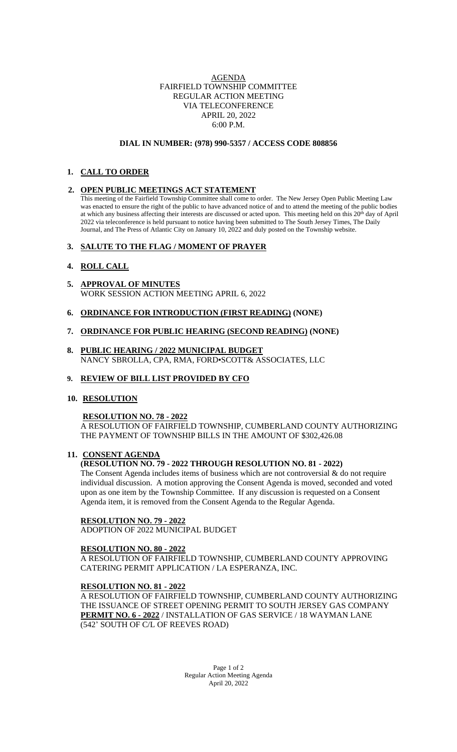AGENDA
FAIRFIELD TOWNSHIP COMMITTEE
REGULAR ACTION MEETING
VIA TELECONFERENCE
APRIL 20, 2022
6:00 P.M.

**DIAL IN NUMBER: (978) 990-5357 / ACCESS CODE 808856**

1. **CALL TO ORDER**

2. **OPEN PUBLIC MEETINGS ACT STATEMENT**
This meeting of the Fairfield Township Committee shall come to order. The New Jersey Open Public Meeting Law was enacted to ensure the right of the public to have advanced notice of and to attend the meeting of the public bodies at which any business affecting their interests are discussed or acted upon. This meeting held on this 20th day of April 2022 via teleconference is held pursuant to notice having been submitted to The South Jersey Times, The Daily Journal, and The Press of Atlantic City on January 10, 2022 and duly posted on the Township website.

3. **SALUTE TO THE FLAG / MOMENT OF PRAYER**

4. **ROLL CALL**

5. **APPROVAL OF MINUTES**
WORK SESSION ACTION MEETING APRIL 6, 2022

6. **ORDINANCE FOR INTRODUCTION (FIRST READING) (NONE)**

7. **ORDINANCE FOR PUBLIC HEARING (SECOND READING) (NONE)**

8. **PUBLIC HEARING / 2022 MUNICIPAL BUDGET**
NANCY SBROLLA, CPA, RMA, FORD▪SCOTT& ASSOCIATES, LLC

9. **REVIEW OF BILL LIST PROVIDED BY CFO**

10. **RESOLUTION**

**RESOLUTION NO. 78 - 2022**
A RESOLUTION OF FAIRFIELD TOWNSHIP, CUMBERLAND COUNTY AUTHORIZING THE PAYMENT OF TOWNSHIP BILLS IN THE AMOUNT OF $302,426.08

11. **CONSENT AGENDA**
**(RESOLUTION NO. 79 - 2022 THROUGH RESOLUTION NO. 81 - 2022)**
The Consent Agenda includes items of business which are not controversial & do not require individual discussion. A motion approving the Consent Agenda is moved, seconded and voted upon as one item by the Township Committee. If any discussion is requested on a Consent Agenda item, it is removed from the Consent Agenda to the Regular Agenda.

**RESOLUTION NO. 79 - 2022**
ADOPTION OF 2022 MUNICIPAL BUDGET

**RESOLUTION NO. 80 - 2022**
A RESOLUTION OF FAIRFIELD TOWNSHIP, CUMBERLAND COUNTY APPROVING CATERING PERMIT APPLICATION / LA ESPERANZA, INC.

**RESOLUTION NO. 81 - 2022**
A RESOLUTION OF FAIRFIELD TOWNSHIP, CUMBERLAND COUNTY AUTHORIZING THE ISSUANCE OF STREET OPENING PERMIT TO SOUTH JERSEY GAS COMPANY **PERMIT NO. 6 - 2022** / INSTALLATION OF GAS SERVICE / 18 WAYMAN LANE (542' SOUTH OF C/L OF REEVES ROAD)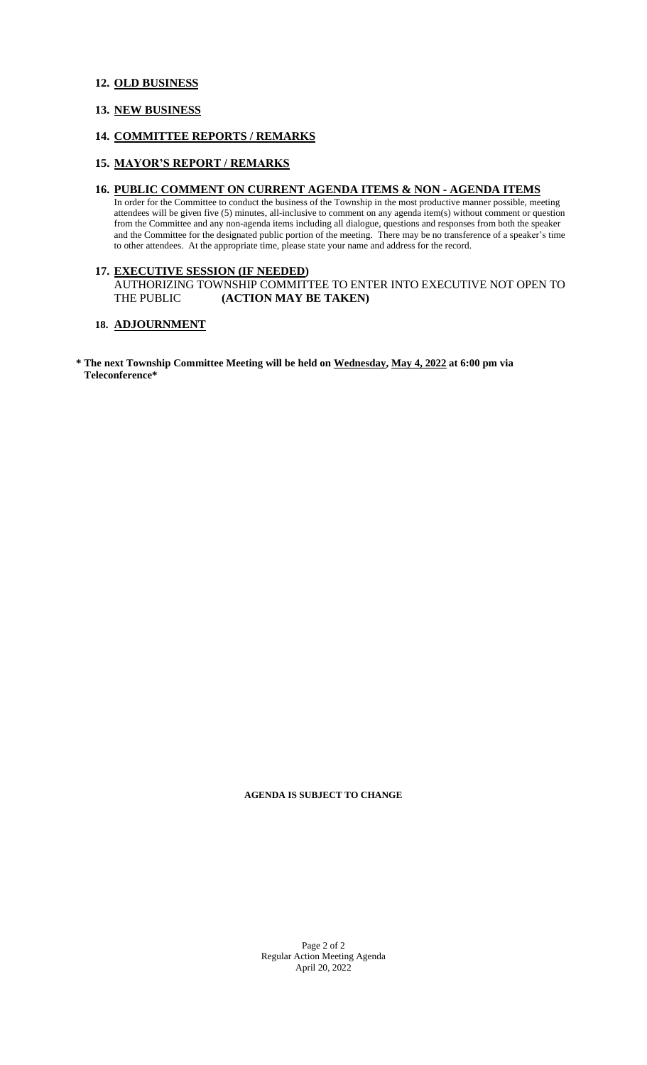## 12. OLD BUSINESS

## 13. NEW BUSINESS

## 14. COMMITTEE REPORTS / REMARKS

## 15. MAYOR'S REPORT / REMARKS

## 16. PUBLIC COMMENT ON CURRENT AGENDA ITEMS & NON - AGENDA ITEMS

In order for the Committee to conduct the business of the Township in the most productive manner possible, meeting attendees will be given five (5) minutes, all-inclusive to comment on any agenda item(s) without comment or question from the Committee and any non-agenda items including all dialogue, questions and responses from both the speaker and the Committee for the designated public portion of the meeting. There may be no transference of a speaker's time to other attendees. At the appropriate time, please state your name and address for the record.

## 17. EXECUTIVE SESSION (IF NEEDED)

AUTHORIZING TOWNSHIP COMMITTEE TO ENTER INTO EXECUTIVE NOT OPEN TO THE PUBLIC **(ACTION MAY BE TAKEN)**

## 18. ADJOURNMENT

**\* The next Township Committee Meeting will be held on Wednesday, May 4, 2022 at 6:00 pm via Teleconference\***

**AGENDA IS SUBJECT TO CHANGE**

Regular Action Meeting Agenda
April 20, 2022